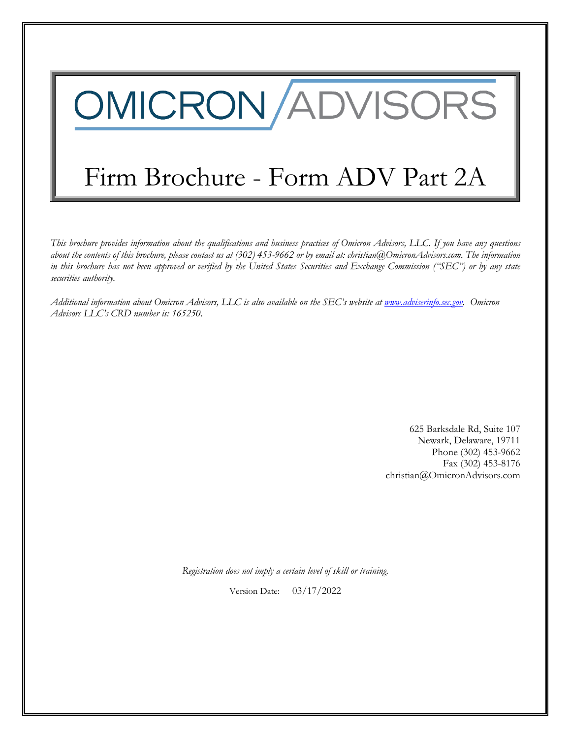# OMICRON ADVISORS

# Firm Brochure - Form ADV Part 2A

*This brochure provides information about the qualifications and business practices of Omicron Advisors, LLC. If you have any questions about the contents of this brochure, please contact us at (302) 453-9662 or by email at: christian@OmicronAdvisors.com. The information in this brochure has not been approved or verified by the United States Securities and Exchange Commission ("SEC") or by any state securities authority.*

*Additional information about Omicron Advisors, LLC is also available on the SEC's website at [www.adviserinfo.sec.gov](www.adviserinfo.sec.gov). Omicron Advisors LLC's CRD number is: 165250.*

625 Barksdale Rd, Suite 107
Newark, Delaware, 19711
Phone (302) 453-9662
Fax (302) 453-8176
christian@OmicronAdvisors.com

*Registration does not imply a certain level of skill or training.*

Version Date: 03/17/2022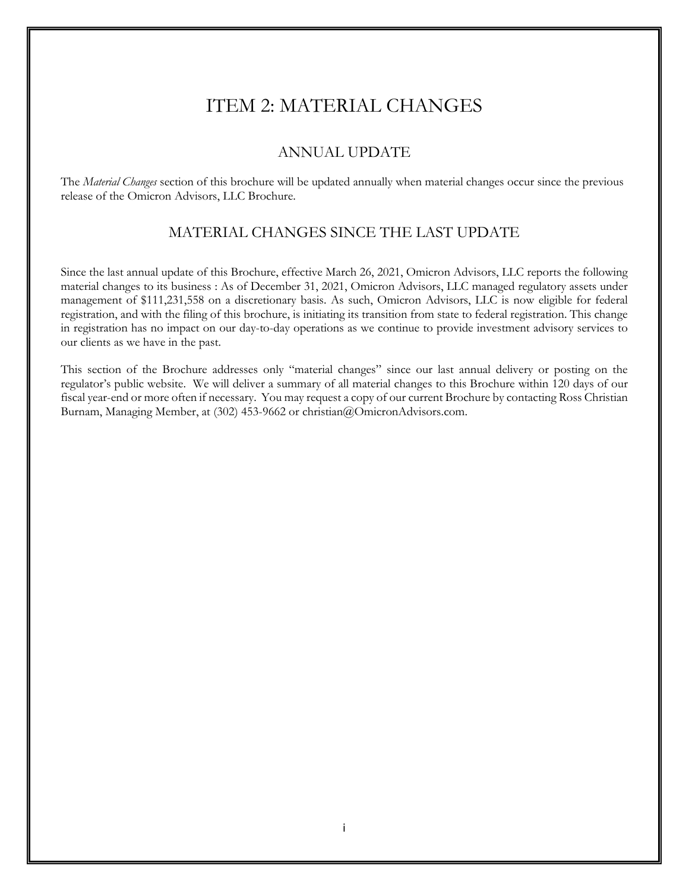# ITEM 2: MATERIAL CHANGES

## ANNUAL UPDATE

The *Material Changes* section of this brochure will be updated annually when material changes occur since the previous release of the Omicron Advisors, LLC Brochure.

## MATERIAL CHANGES SINCE THE LAST UPDATE

Since the last annual update of this Brochure, effective March 26, 2021, Omicron Advisors, LLC reports the following material changes to its business : As of December 31, 2021, Omicron Advisors, LLC managed regulatory assets under management of $111,231,558 on a discretionary basis. As such, Omicron Advisors, LLC is now eligible for federal registration, and with the filing of this brochure, is initiating its transition from state to federal registration. This change in registration has no impact on our day-to-day operations as we continue to provide investment advisory services to our clients as we have in the past.

This section of the Brochure addresses only "material changes" since our last annual delivery or posting on the regulator's public website. We will deliver a summary of all material changes to this Brochure within 120 days of our fiscal year-end or more often if necessary. You may request a copy of our current Brochure by contacting Ross Christian Burnam, Managing Member, at (302) 453-9662 or christian@OmicronAdvisors.com.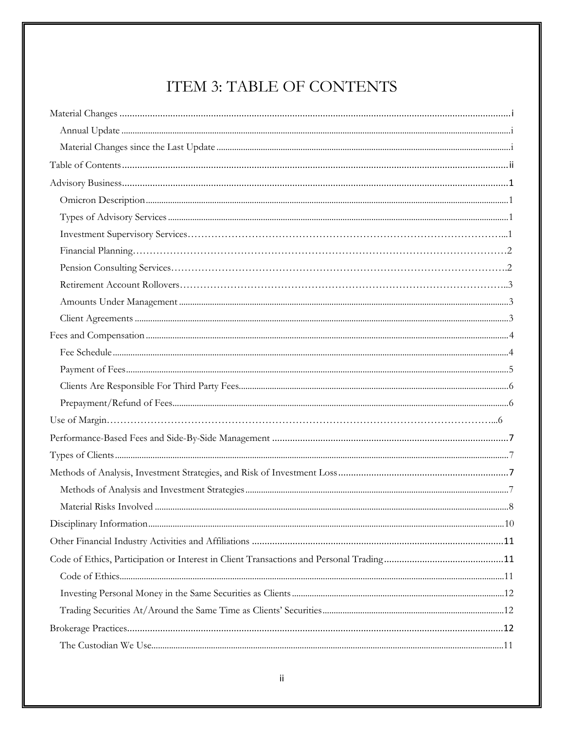# ITEM 3: TABLE OF CONTENTS

Material Changes ....... i
- Annual Update ....... i
- Material Changes since the Last Update ....... i

Table of Contents ....... ii

Advisory Business ....... 1
- Omicron Description ....... 1
- Types of Advisory Services ....... 1
- Investment Supervisory Services ....... 1
- Financial Planning ....... 2
- Pension Consulting Services ....... 2
- Retirement Account Rollovers ....... 3
- Amounts Under Management ....... 3
- Client Agreements ....... 3

Fees and Compensation ....... 4
- Fee Schedule ....... 4
- Payment of Fees ....... 5
- Clients Are Responsible For Third Party Fees ....... 6
- Prepayment/Refund of Fees ....... 6

Use of Margin ....... 6

Performance-Based Fees and Side-By-Side Management ....... 7

Types of Clients ....... 7

Methods of Analysis, Investment Strategies, and Risk of Investment Loss ....... 7
- Methods of Analysis and Investment Strategies ....... 7
- Material Risks Involved ....... 8

Disciplinary Information ....... 10

Other Financial Industry Activities and Affiliations ....... 11

Code of Ethics, Participation or Interest in Client Transactions and Personal Trading ....... 11
- Code of Ethics ....... 11
- Investing Personal Money in the Same Securities as Clients ....... 12
- Trading Securities At/Around the Same Time as Clients' Securities ....... 12

Brokerage Practices ....... 12
- The Custodian We Use ....... 11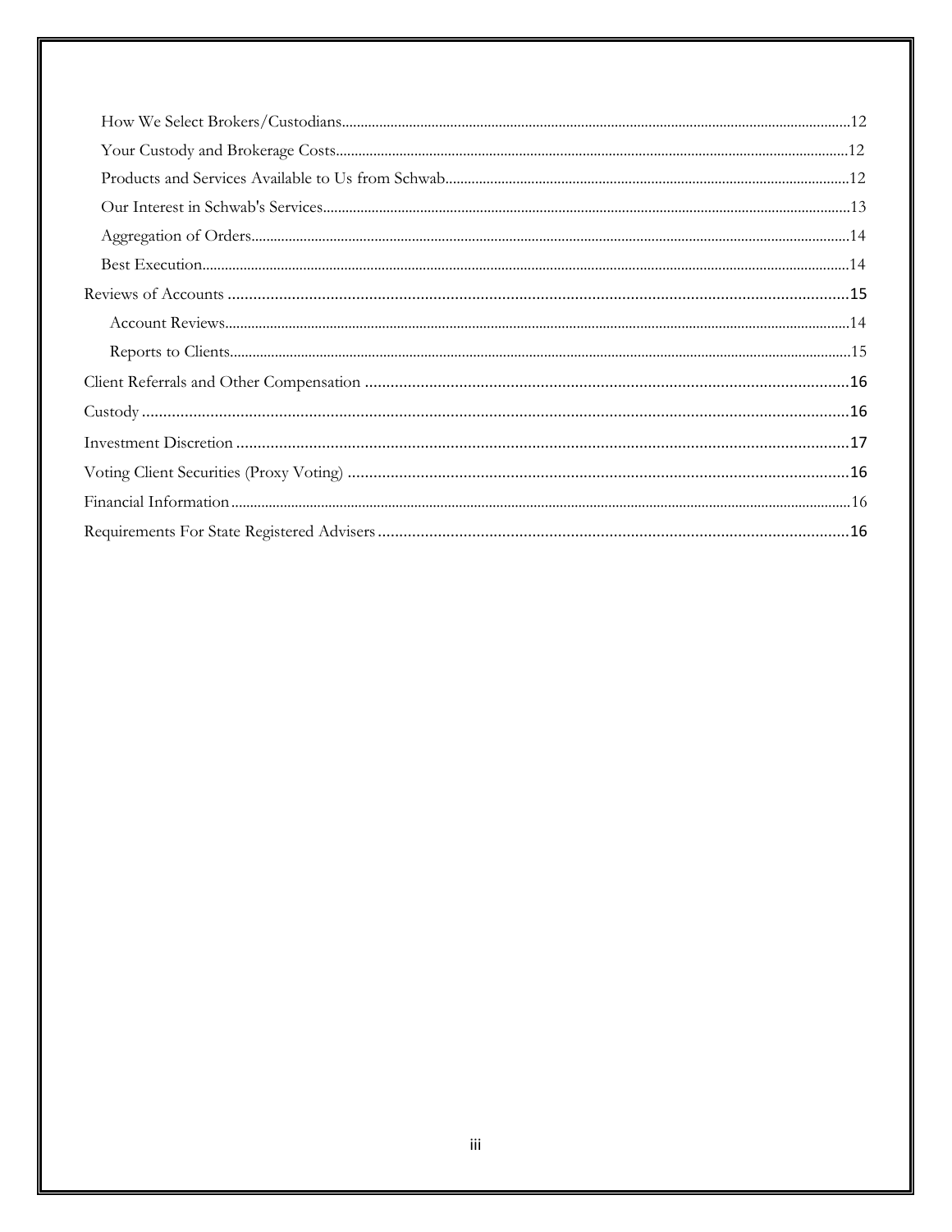How We Select Brokers/Custodians......12

Your Custody and Brokerage Costs......12

Products and Services Available to Us from Schwab......12

Our Interest in Schwab's Services......13

Aggregation of Orders......14

Best Execution......14

Reviews of Accounts......15

Account Reviews......14

Reports to Clients......15

Client Referrals and Other Compensation......16

Custody......16

Investment Discretion......17

Voting Client Securities (Proxy Voting)......16

Financial Information......16

Requirements For State Registered Advisers......16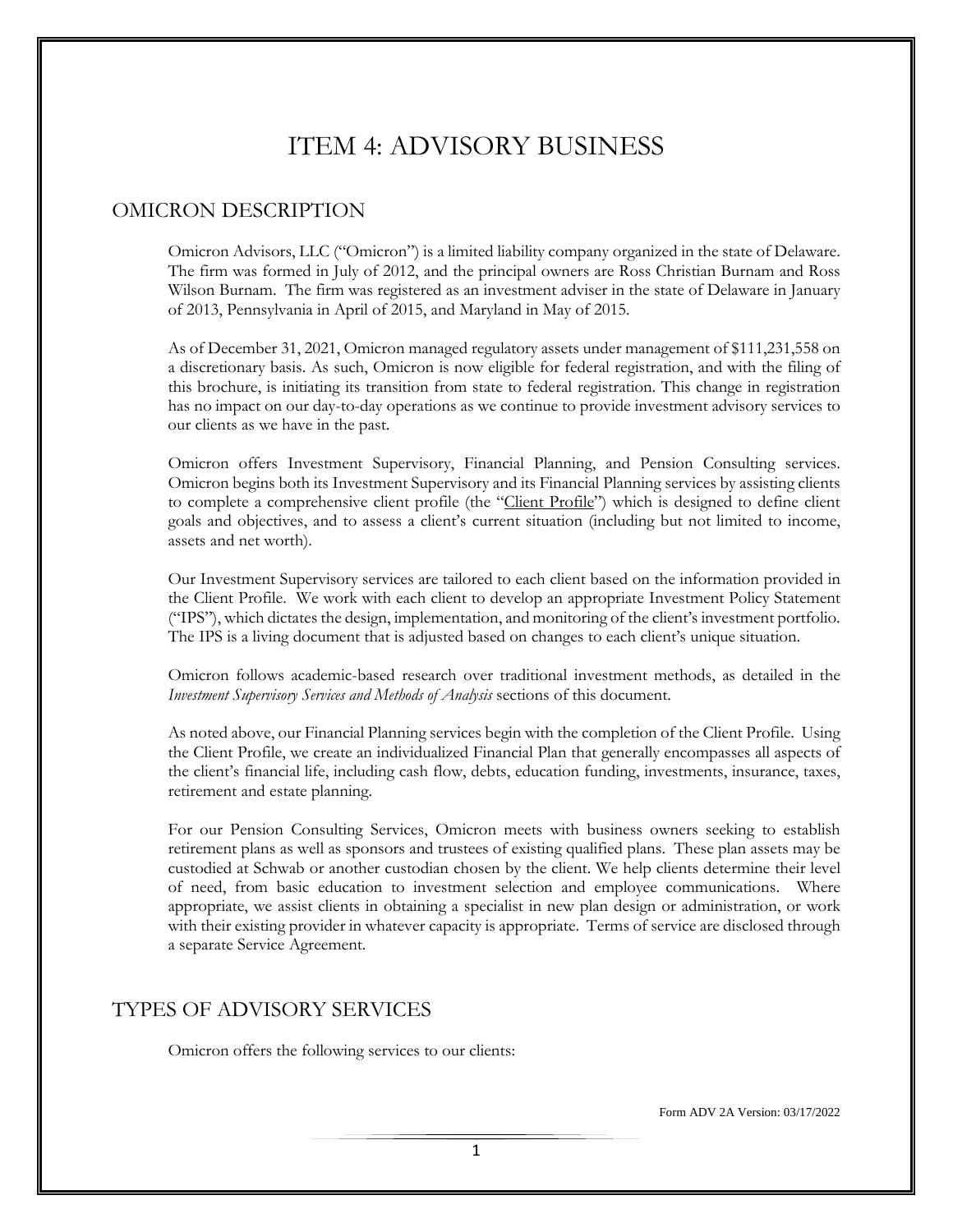# ITEM 4: ADVISORY BUSINESS

## OMICRON DESCRIPTION

Omicron Advisors, LLC ("Omicron") is a limited liability company organized in the state of Delaware. The firm was formed in July of 2012, and the principal owners are Ross Christian Burnam and Ross Wilson Burnam. The firm was registered as an investment adviser in the state of Delaware in January of 2013, Pennsylvania in April of 2015, and Maryland in May of 2015.

As of December 31, 2021, Omicron managed regulatory assets under management of $111,231,558 on a discretionary basis. As such, Omicron is now eligible for federal registration, and with the filing of this brochure, is initiating its transition from state to federal registration. This change in registration has no impact on our day-to-day operations as we continue to provide investment advisory services to our clients as we have in the past.

Omicron offers Investment Supervisory, Financial Planning, and Pension Consulting services. Omicron begins both its Investment Supervisory and its Financial Planning services by assisting clients to complete a comprehensive client profile (the "Client Profile") which is designed to define client goals and objectives, and to assess a client's current situation (including but not limited to income, assets and net worth).

Our Investment Supervisory services are tailored to each client based on the information provided in the Client Profile. We work with each client to develop an appropriate Investment Policy Statement ("IPS"), which dictates the design, implementation, and monitoring of the client's investment portfolio. The IPS is a living document that is adjusted based on changes to each client's unique situation.

Omicron follows academic-based research over traditional investment methods, as detailed in the *Investment Supervisory Services and Methods of Analysis* sections of this document.

As noted above, our Financial Planning services begin with the completion of the Client Profile. Using the Client Profile, we create an individualized Financial Plan that generally encompasses all aspects of the client's financial life, including cash flow, debts, education funding, investments, insurance, taxes, retirement and estate planning.

For our Pension Consulting Services, Omicron meets with business owners seeking to establish retirement plans as well as sponsors and trustees of existing qualified plans. These plan assets may be custodied at Schwab or another custodian chosen by the client. We help clients determine their level of need, from basic education to investment selection and employee communications. Where appropriate, we assist clients in obtaining a specialist in new plan design or administration, or work with their existing provider in whatever capacity is appropriate. Terms of service are disclosed through a separate Service Agreement.

## TYPES OF ADVISORY SERVICES

Omicron offers the following services to our clients: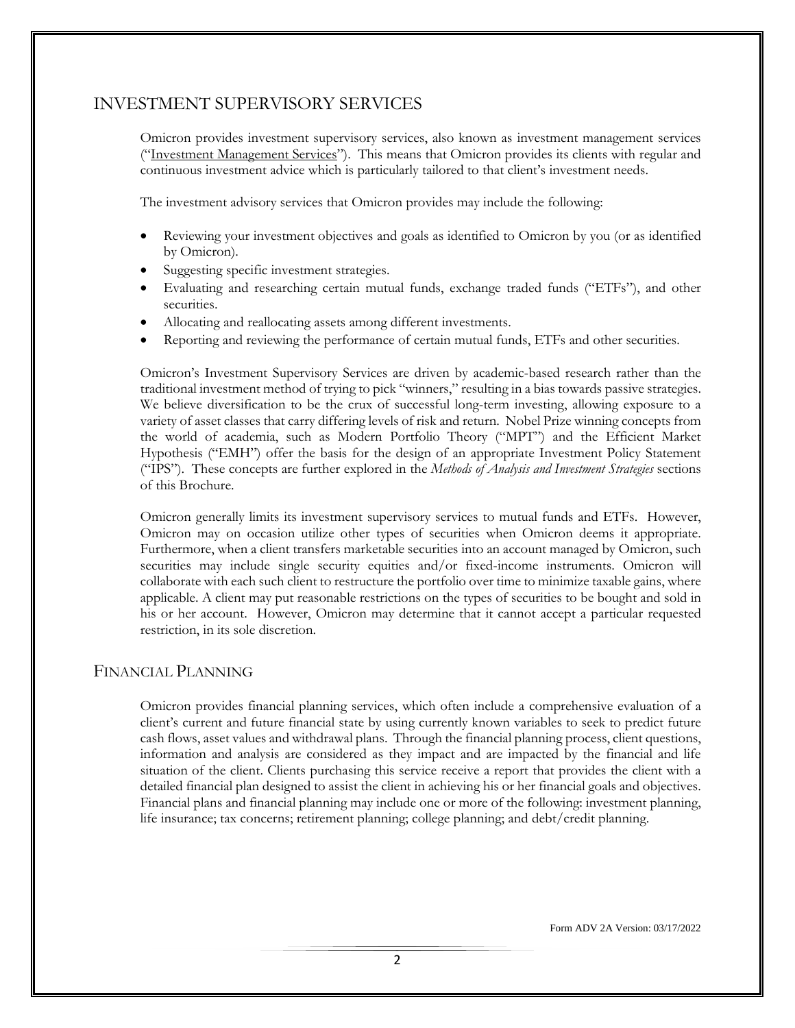## INVESTMENT SUPERVISORY SERVICES

Omicron provides investment supervisory services, also known as investment management services ("Investment Management Services"). This means that Omicron provides its clients with regular and continuous investment advice which is particularly tailored to that client's investment needs.

The investment advisory services that Omicron provides may include the following:

- Reviewing your investment objectives and goals as identified to Omicron by you (or as identified by Omicron).
- Suggesting specific investment strategies.
- Evaluating and researching certain mutual funds, exchange traded funds ("ETFs"), and other securities.
- Allocating and reallocating assets among different investments.
- Reporting and reviewing the performance of certain mutual funds, ETFs and other securities.

Omicron's Investment Supervisory Services are driven by academic-based research rather than the traditional investment method of trying to pick "winners," resulting in a bias towards passive strategies. We believe diversification to be the crux of successful long-term investing, allowing exposure to a variety of asset classes that carry differing levels of risk and return. Nobel Prize winning concepts from the world of academia, such as Modern Portfolio Theory ("MPT") and the Efficient Market Hypothesis ("EMH") offer the basis for the design of an appropriate Investment Policy Statement ("IPS"). These concepts are further explored in the *Methods of Analysis and Investment Strategies* sections of this Brochure.

Omicron generally limits its investment supervisory services to mutual funds and ETFs. However, Omicron may on occasion utilize other types of securities when Omicron deems it appropriate. Furthermore, when a client transfers marketable securities into an account managed by Omicron, such securities may include single security equities and/or fixed-income instruments. Omicron will collaborate with each such client to restructure the portfolio over time to minimize taxable gains, where applicable. A client may put reasonable restrictions on the types of securities to be bought and sold in his or her account. However, Omicron may determine that it cannot accept a particular requested restriction, in its sole discretion.

## FINANCIAL PLANNING

Omicron provides financial planning services, which often include a comprehensive evaluation of a client's current and future financial state by using currently known variables to seek to predict future cash flows, asset values and withdrawal plans. Through the financial planning process, client questions, information and analysis are considered as they impact and are impacted by the financial and life situation of the client. Clients purchasing this service receive a report that provides the client with a detailed financial plan designed to assist the client in achieving his or her financial goals and objectives. Financial plans and financial planning may include one or more of the following: investment planning, life insurance; tax concerns; retirement planning; college planning; and debt/credit planning.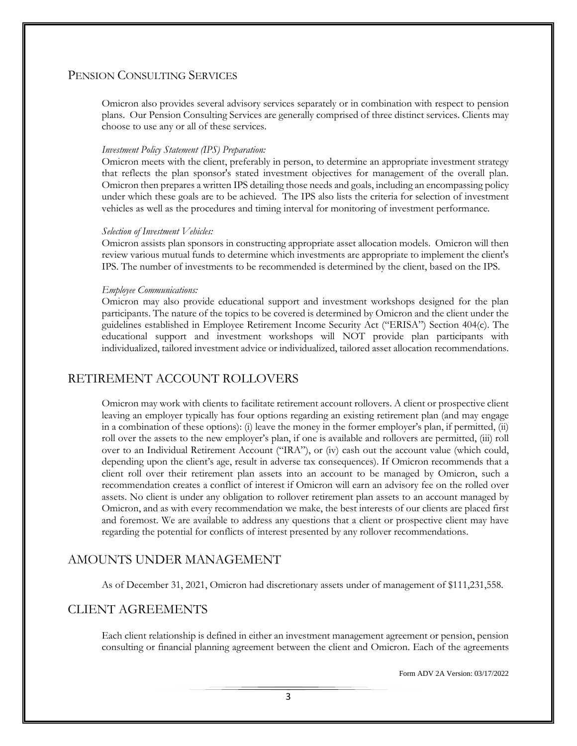## Pension Consulting Services

Omicron also provides several advisory services separately or in combination with respect to pension plans. Our Pension Consulting Services are generally comprised of three distinct services. Clients may choose to use any or all of these services.

*Investment Policy Statement (IPS) Preparation:*

Omicron meets with the client, preferably in person, to determine an appropriate investment strategy that reflects the plan sponsor's stated investment objectives for management of the overall plan. Omicron then prepares a written IPS detailing those needs and goals, including an encompassing policy under which these goals are to be achieved. The IPS also lists the criteria for selection of investment vehicles as well as the procedures and timing interval for monitoring of investment performance.

*Selection of Investment Vehicles:*

Omicron assists plan sponsors in constructing appropriate asset allocation models. Omicron will then review various mutual funds to determine which investments are appropriate to implement the client's IPS. The number of investments to be recommended is determined by the client, based on the IPS.

*Employee Communications:*

Omicron may also provide educational support and investment workshops designed for the plan participants. The nature of the topics to be covered is determined by Omicron and the client under the guidelines established in Employee Retirement Income Security Act ("ERISA") Section 404(c). The educational support and investment workshops will NOT provide plan participants with individualized, tailored investment advice or individualized, tailored asset allocation recommendations.

# RETIREMENT ACCOUNT ROLLOVERS

Omicron may work with clients to facilitate retirement account rollovers. A client or prospective client leaving an employer typically has four options regarding an existing retirement plan (and may engage in a combination of these options): (i) leave the money in the former employer's plan, if permitted, (ii) roll over the assets to the new employer's plan, if one is available and rollovers are permitted, (iii) roll over to an Individual Retirement Account ("IRA"), or (iv) cash out the account value (which could, depending upon the client's age, result in adverse tax consequences). If Omicron recommends that a client roll over their retirement plan assets into an account to be managed by Omicron, such a recommendation creates a conflict of interest if Omicron will earn an advisory fee on the rolled over assets. No client is under any obligation to rollover retirement plan assets to an account managed by Omicron, and as with every recommendation we make, the best interests of our clients are placed first and foremost. We are available to address any questions that a client or prospective client may have regarding the potential for conflicts of interest presented by any rollover recommendations.

# AMOUNTS UNDER MANAGEMENT

As of December 31, 2021, Omicron had discretionary assets under of management of $111,231,558.

# CLIENT AGREEMENTS

Each client relationship is defined in either an investment management agreement or pension, pension consulting or financial planning agreement between the client and Omicron. Each of the agreements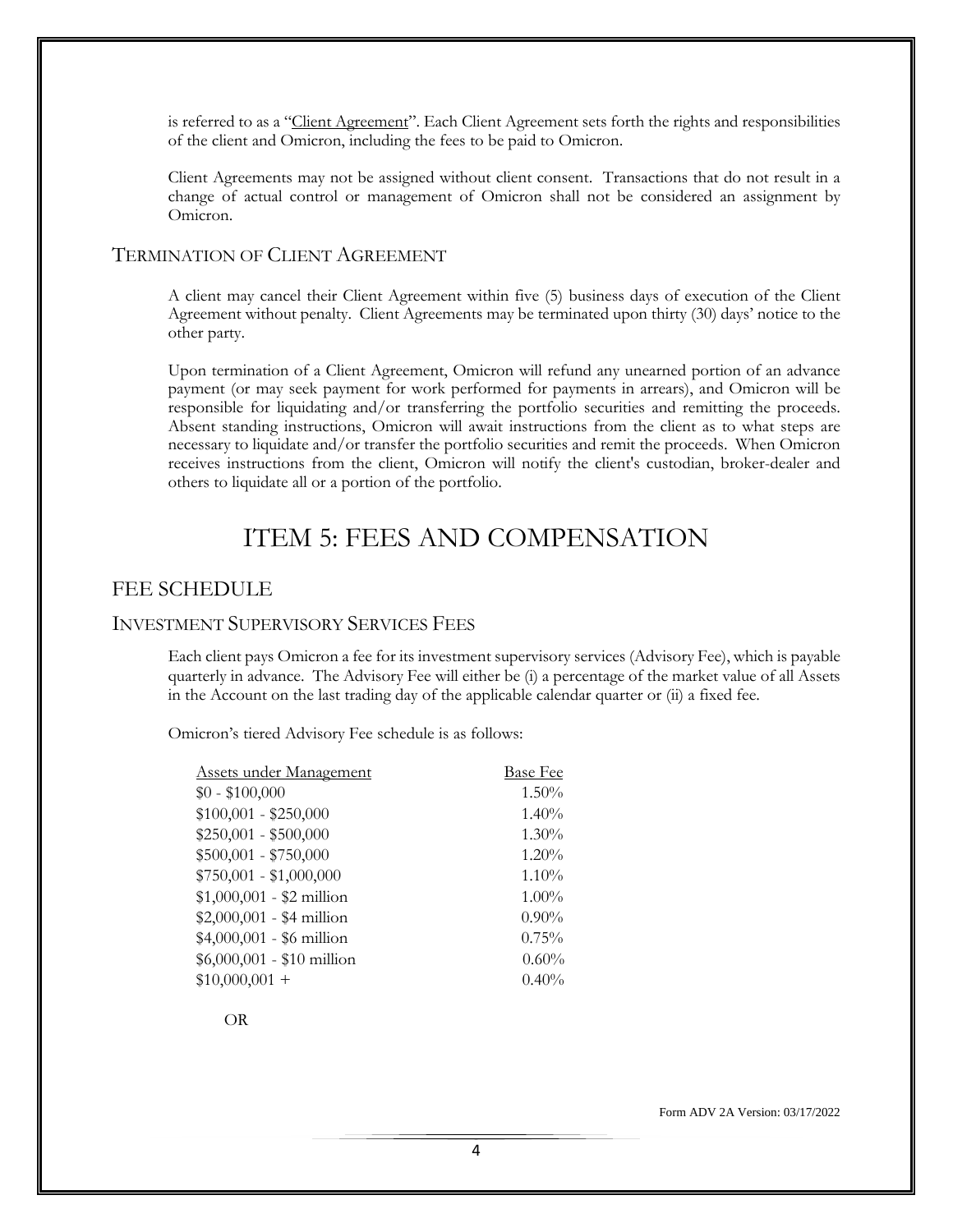is referred to as a "Client Agreement". Each Client Agreement sets forth the rights and responsibilities of the client and Omicron, including the fees to be paid to Omicron.

Client Agreements may not be assigned without client consent. Transactions that do not result in a change of actual control or management of Omicron shall not be considered an assignment by Omicron.

### TERMINATION OF CLIENT AGREEMENT

A client may cancel their Client Agreement within five (5) business days of execution of the Client Agreement without penalty. Client Agreements may be terminated upon thirty (30) days' notice to the other party.

Upon termination of a Client Agreement, Omicron will refund any unearned portion of an advance payment (or may seek payment for work performed for payments in arrears), and Omicron will be responsible for liquidating and/or transferring the portfolio securities and remitting the proceeds. Absent standing instructions, Omicron will await instructions from the client as to what steps are necessary to liquidate and/or transfer the portfolio securities and remit the proceeds. When Omicron receives instructions from the client, Omicron will notify the client's custodian, broker-dealer and others to liquidate all or a portion of the portfolio.

# ITEM 5: FEES AND COMPENSATION

## FEE SCHEDULE

### INVESTMENT SUPERVISORY SERVICES FEES

Each client pays Omicron a fee for its investment supervisory services (Advisory Fee), which is payable quarterly in advance. The Advisory Fee will either be (i) a percentage of the market value of all Assets in the Account on the last trading day of the applicable calendar quarter or (ii) a fixed fee.

Omicron's tiered Advisory Fee schedule is as follows:

| Assets under Management | Base Fee |
|---|---|
| $0 - $100,000 | 1.50% |
| $100,001 - $250,000 | 1.40% |
| $250,001 - $500,000 | 1.30% |
| $500,001 - $750,000 | 1.20% |
| $750,001 - $1,000,000 | 1.10% |
| $1,000,001 - $2 million | 1.00% |
| $2,000,001 - $4 million | 0.90% |
| $4,000,001 - $6 million | 0.75% |
| $6,000,001 - $10 million | 0.60% |
| $10,000,001 + | 0.40% |

OR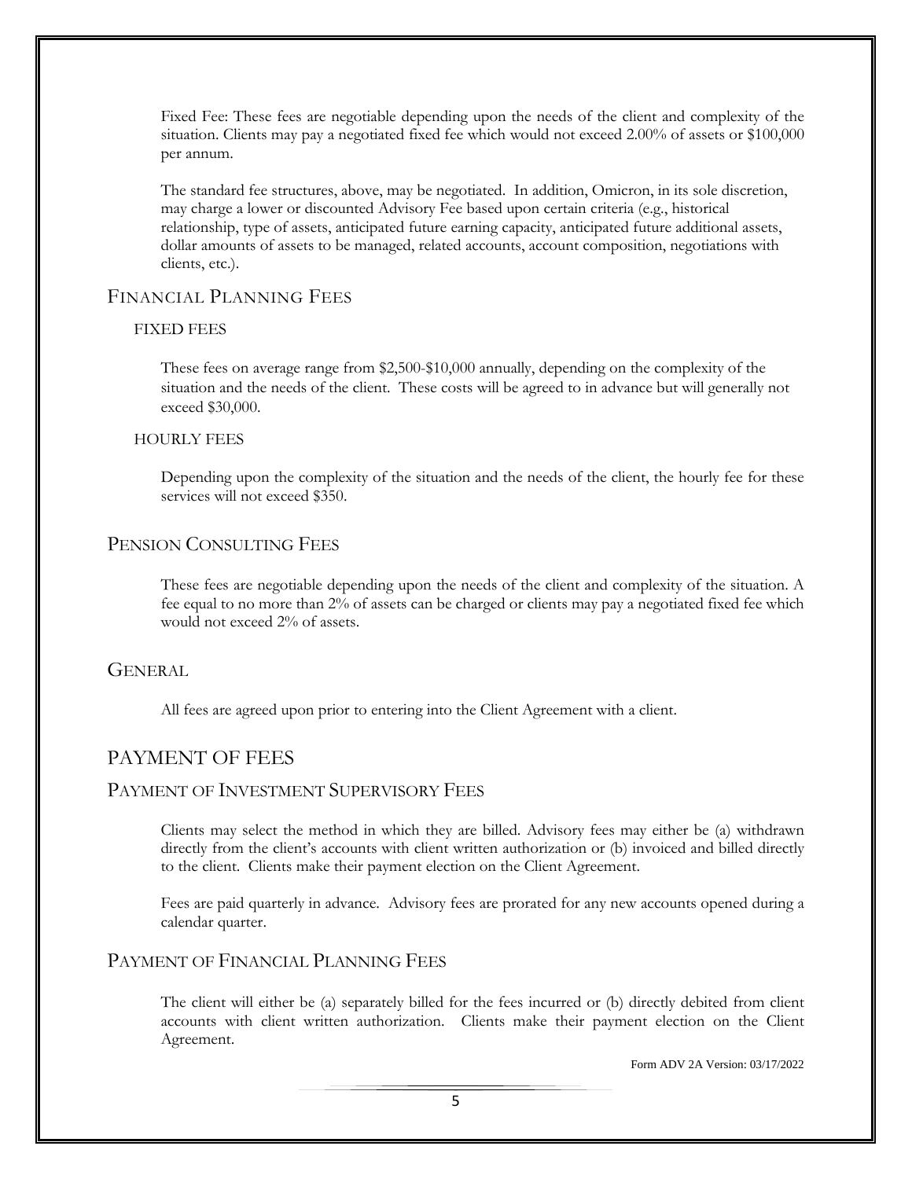Fixed Fee: These fees are negotiable depending upon the needs of the client and complexity of the situation. Clients may pay a negotiated fixed fee which would not exceed 2.00% of assets or $100,000 per annum.

The standard fee structures, above, may be negotiated. In addition, Omicron, in its sole discretion, may charge a lower or discounted Advisory Fee based upon certain criteria (e.g., historical relationship, type of assets, anticipated future earning capacity, anticipated future additional assets, dollar amounts of assets to be managed, related accounts, account composition, negotiations with clients, etc.).

### FINANCIAL PLANNING FEES

#### FIXED FEES

These fees on average range from $2,500-$10,000 annually, depending on the complexity of the situation and the needs of the client. These costs will be agreed to in advance but will generally not exceed $30,000.

#### HOURLY FEES

Depending upon the complexity of the situation and the needs of the client, the hourly fee for these services will not exceed $350.

### PENSION CONSULTING FEES

These fees are negotiable depending upon the needs of the client and complexity of the situation. A fee equal to no more than 2% of assets can be charged or clients may pay a negotiated fixed fee which would not exceed 2% of assets.

### GENERAL

All fees are agreed upon prior to entering into the Client Agreement with a client.

## PAYMENT OF FEES

### PAYMENT OF INVESTMENT SUPERVISORY FEES

Clients may select the method in which they are billed. Advisory fees may either be (a) withdrawn directly from the client's accounts with client written authorization or (b) invoiced and billed directly to the client. Clients make their payment election on the Client Agreement.

Fees are paid quarterly in advance. Advisory fees are prorated for any new accounts opened during a calendar quarter.

### PAYMENT OF FINANCIAL PLANNING FEES

The client will either be (a) separately billed for the fees incurred or (b) directly debited from client accounts with client written authorization. Clients make their payment election on the Client Agreement.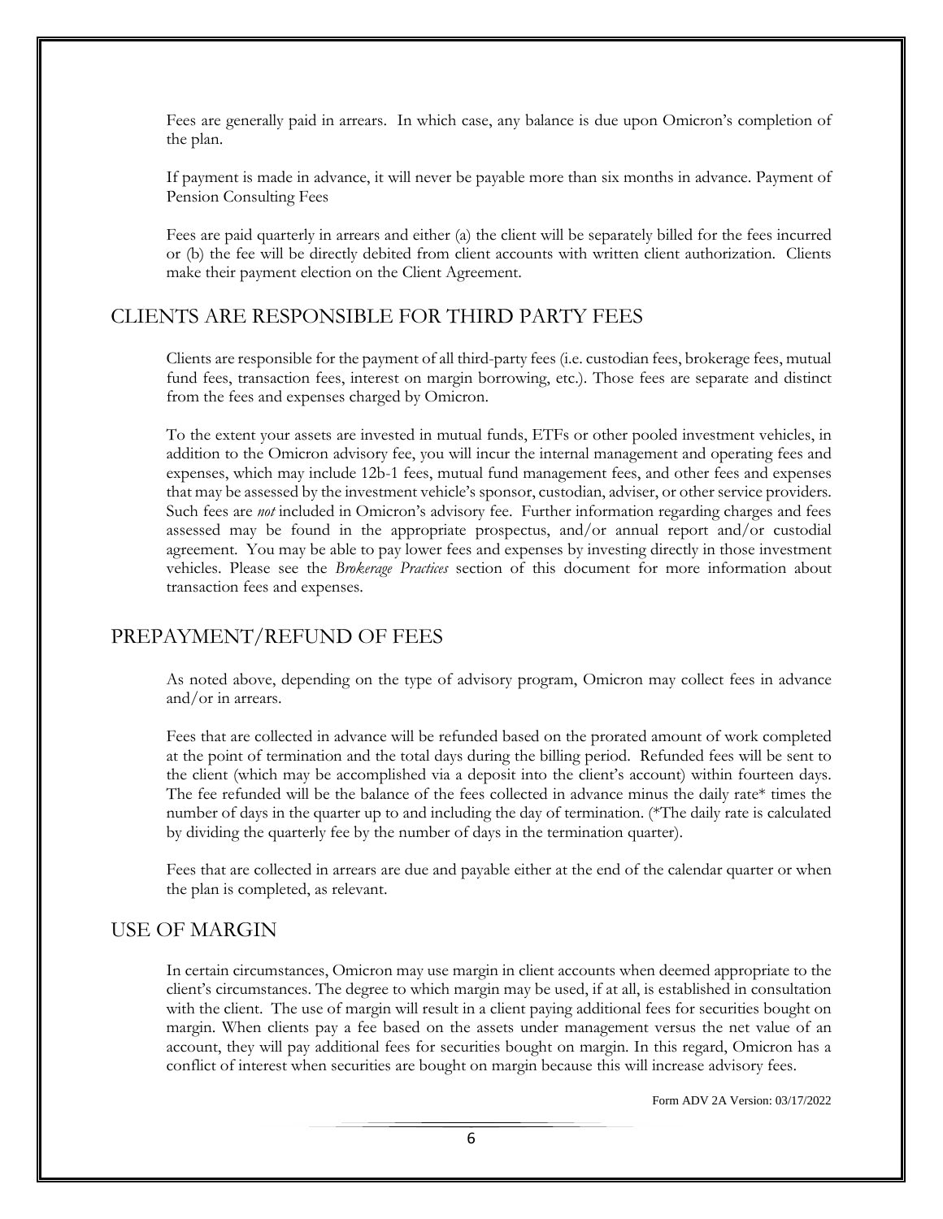Fees are generally paid in arrears. In which case, any balance is due upon Omicron's completion of the plan.

If payment is made in advance, it will never be payable more than six months in advance. Payment of Pension Consulting Fees

Fees are paid quarterly in arrears and either (a) the client will be separately billed for the fees incurred or (b) the fee will be directly debited from client accounts with written client authorization. Clients make their payment election on the Client Agreement.

## CLIENTS ARE RESPONSIBLE FOR THIRD PARTY FEES

Clients are responsible for the payment of all third-party fees (i.e. custodian fees, brokerage fees, mutual fund fees, transaction fees, interest on margin borrowing, etc.). Those fees are separate and distinct from the fees and expenses charged by Omicron.

To the extent your assets are invested in mutual funds, ETFs or other pooled investment vehicles, in addition to the Omicron advisory fee, you will incur the internal management and operating fees and expenses, which may include 12b-1 fees, mutual fund management fees, and other fees and expenses that may be assessed by the investment vehicle's sponsor, custodian, adviser, or other service providers. Such fees are *not* included in Omicron's advisory fee. Further information regarding charges and fees assessed may be found in the appropriate prospectus, and/or annual report and/or custodial agreement. You may be able to pay lower fees and expenses by investing directly in those investment vehicles. Please see the *Brokerage Practices* section of this document for more information about transaction fees and expenses.

## PREPAYMENT/REFUND OF FEES

As noted above, depending on the type of advisory program, Omicron may collect fees in advance and/or in arrears.

Fees that are collected in advance will be refunded based on the prorated amount of work completed at the point of termination and the total days during the billing period. Refunded fees will be sent to the client (which may be accomplished via a deposit into the client's account) within fourteen days. The fee refunded will be the balance of the fees collected in advance minus the daily rate* times the number of days in the quarter up to and including the day of termination. (*The daily rate is calculated by dividing the quarterly fee by the number of days in the termination quarter).

Fees that are collected in arrears are due and payable either at the end of the calendar quarter or when the plan is completed, as relevant.

## USE OF MARGIN

In certain circumstances, Omicron may use margin in client accounts when deemed appropriate to the client's circumstances. The degree to which margin may be used, if at all, is established in consultation with the client. The use of margin will result in a client paying additional fees for securities bought on margin. When clients pay a fee based on the assets under management versus the net value of an account, they will pay additional fees for securities bought on margin. In this regard, Omicron has a conflict of interest when securities are bought on margin because this will increase advisory fees.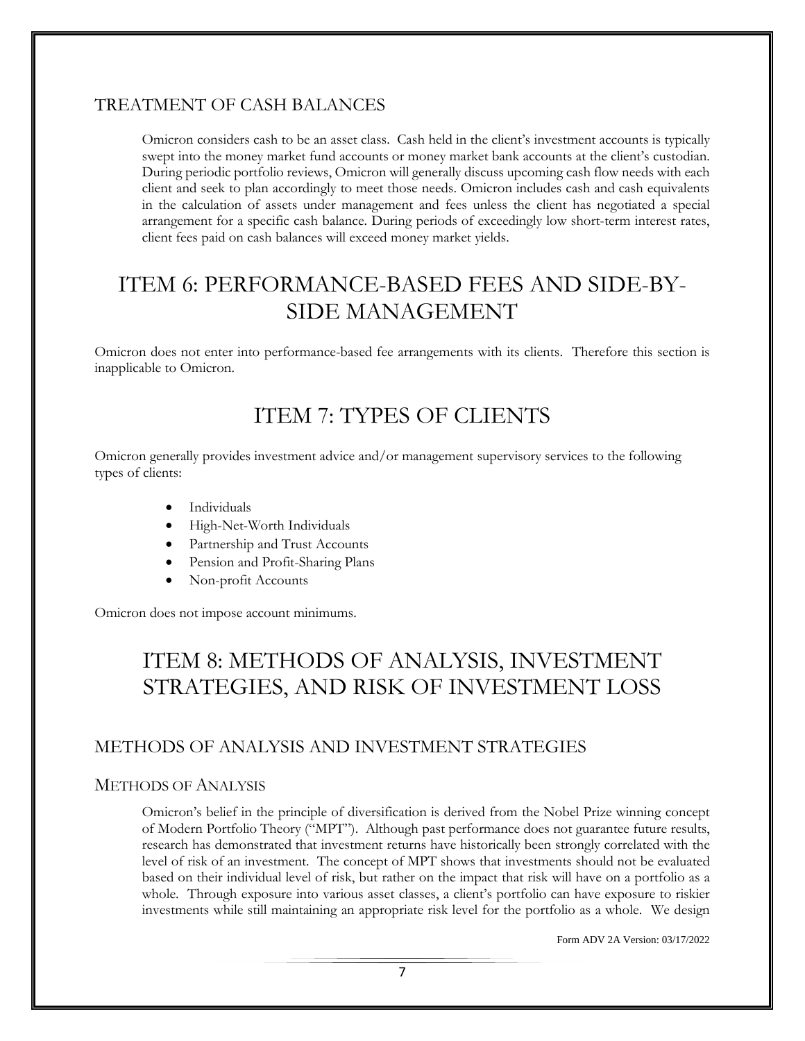### TREATMENT OF CASH BALANCES

Omicron considers cash to be an asset class. Cash held in the client's investment accounts is typically swept into the money market fund accounts or money market bank accounts at the client's custodian. During periodic portfolio reviews, Omicron will generally discuss upcoming cash flow needs with each client and seek to plan accordingly to meet those needs. Omicron includes cash and cash equivalents in the calculation of assets under management and fees unless the client has negotiated a special arrangement for a specific cash balance. During periods of exceedingly low short-term interest rates, client fees paid on cash balances will exceed money market yields.

## ITEM 6: PERFORMANCE-BASED FEES AND SIDE-BY-SIDE MANAGEMENT

Omicron does not enter into performance-based fee arrangements with its clients. Therefore this section is inapplicable to Omicron.

## ITEM 7: TYPES OF CLIENTS

Omicron generally provides investment advice and/or management supervisory services to the following types of clients:

- Individuals
- High-Net-Worth Individuals
- Partnership and Trust Accounts
- Pension and Profit-Sharing Plans
- Non-profit Accounts

Omicron does not impose account minimums.

## ITEM 8: METHODS OF ANALYSIS, INVESTMENT STRATEGIES, AND RISK OF INVESTMENT LOSS

### METHODS OF ANALYSIS AND INVESTMENT STRATEGIES

#### METHODS OF ANALYSIS

Omicron's belief in the principle of diversification is derived from the Nobel Prize winning concept of Modern Portfolio Theory ("MPT"). Although past performance does not guarantee future results, research has demonstrated that investment returns have historically been strongly correlated with the level of risk of an investment. The concept of MPT shows that investments should not be evaluated based on their individual level of risk, but rather on the impact that risk will have on a portfolio as a whole. Through exposure into various asset classes, a client's portfolio can have exposure to riskier investments while still maintaining an appropriate risk level for the portfolio as a whole. We design

Form ADV 2A Version: 03/17/2022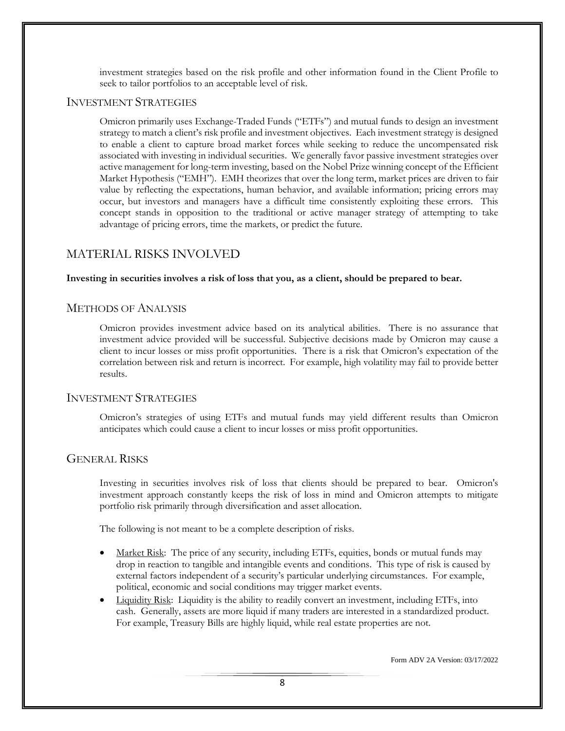investment strategies based on the risk profile and other information found in the Client Profile to seek to tailor portfolios to an acceptable level of risk.

### INVESTMENT STRATEGIES

Omicron primarily uses Exchange-Traded Funds ("ETFs") and mutual funds to design an investment strategy to match a client's risk profile and investment objectives. Each investment strategy is designed to enable a client to capture broad market forces while seeking to reduce the uncompensated risk associated with investing in individual securities. We generally favor passive investment strategies over active management for long-term investing, based on the Nobel Prize winning concept of the Efficient Market Hypothesis ("EMH"). EMH theorizes that over the long term, market prices are driven to fair value by reflecting the expectations, human behavior, and available information; pricing errors may occur, but investors and managers have a difficult time consistently exploiting these errors. This concept stands in opposition to the traditional or active manager strategy of attempting to take advantage of pricing errors, time the markets, or predict the future.

## MATERIAL RISKS INVOLVED

**Investing in securities involves a risk of loss that you, as a client, should be prepared to bear.**

### METHODS OF ANALYSIS

Omicron provides investment advice based on its analytical abilities. There is no assurance that investment advice provided will be successful. Subjective decisions made by Omicron may cause a client to incur losses or miss profit opportunities. There is a risk that Omicron's expectation of the correlation between risk and return is incorrect. For example, high volatility may fail to provide better results.

### INVESTMENT STRATEGIES

Omicron's strategies of using ETFs and mutual funds may yield different results than Omicron anticipates which could cause a client to incur losses or miss profit opportunities.

### GENERAL RISKS

Investing in securities involves risk of loss that clients should be prepared to bear. Omicron's investment approach constantly keeps the risk of loss in mind and Omicron attempts to mitigate portfolio risk primarily through diversification and asset allocation.

The following is not meant to be a complete description of risks.

- Market Risk: The price of any security, including ETFs, equities, bonds or mutual funds may drop in reaction to tangible and intangible events and conditions. This type of risk is caused by external factors independent of a security's particular underlying circumstances. For example, political, economic and social conditions may trigger market events.
- Liquidity Risk: Liquidity is the ability to readily convert an investment, including ETFs, into cash. Generally, assets are more liquid if many traders are interested in a standardized product. For example, Treasury Bills are highly liquid, while real estate properties are not.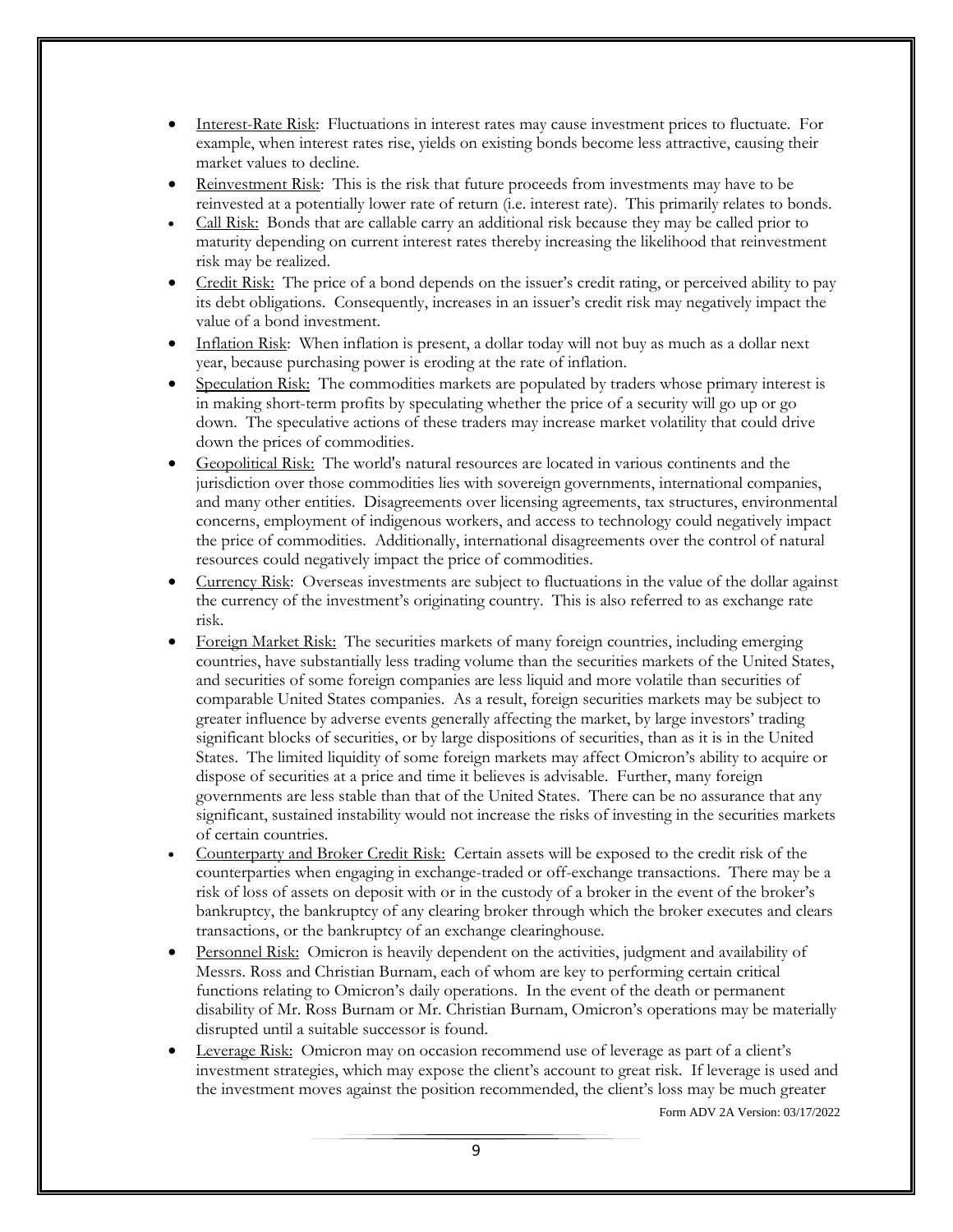- Interest-Rate Risk: Fluctuations in interest rates may cause investment prices to fluctuate. For example, when interest rates rise, yields on existing bonds become less attractive, causing their market values to decline.
- Reinvestment Risk: This is the risk that future proceeds from investments may have to be reinvested at a potentially lower rate of return (i.e. interest rate). This primarily relates to bonds.
- Call Risk: Bonds that are callable carry an additional risk because they may be called prior to maturity depending on current interest rates thereby increasing the likelihood that reinvestment risk may be realized.
- Credit Risk: The price of a bond depends on the issuer's credit rating, or perceived ability to pay its debt obligations. Consequently, increases in an issuer's credit risk may negatively impact the value of a bond investment.
- Inflation Risk: When inflation is present, a dollar today will not buy as much as a dollar next year, because purchasing power is eroding at the rate of inflation.
- Speculation Risk: The commodities markets are populated by traders whose primary interest is in making short-term profits by speculating whether the price of a security will go up or go down. The speculative actions of these traders may increase market volatility that could drive down the prices of commodities.
- Geopolitical Risk: The world's natural resources are located in various continents and the jurisdiction over those commodities lies with sovereign governments, international companies, and many other entities. Disagreements over licensing agreements, tax structures, environmental concerns, employment of indigenous workers, and access to technology could negatively impact the price of commodities. Additionally, international disagreements over the control of natural resources could negatively impact the price of commodities.
- Currency Risk: Overseas investments are subject to fluctuations in the value of the dollar against the currency of the investment's originating country. This is also referred to as exchange rate risk.
- Foreign Market Risk: The securities markets of many foreign countries, including emerging countries, have substantially less trading volume than the securities markets of the United States, and securities of some foreign companies are less liquid and more volatile than securities of comparable United States companies. As a result, foreign securities markets may be subject to greater influence by adverse events generally affecting the market, by large investors' trading significant blocks of securities, or by large dispositions of securities, than as it is in the United States. The limited liquidity of some foreign markets may affect Omicron's ability to acquire or dispose of securities at a price and time it believes is advisable. Further, many foreign governments are less stable than that of the United States. There can be no assurance that any significant, sustained instability would not increase the risks of investing in the securities markets of certain countries.
- Counterparty and Broker Credit Risk: Certain assets will be exposed to the credit risk of the counterparties when engaging in exchange-traded or off-exchange transactions. There may be a risk of loss of assets on deposit with or in the custody of a broker in the event of the broker's bankruptcy, the bankruptcy of any clearing broker through which the broker executes and clears transactions, or the bankruptcy of an exchange clearinghouse.
- Personnel Risk: Omicron is heavily dependent on the activities, judgment and availability of Messrs. Ross and Christian Burnam, each of whom are key to performing certain critical functions relating to Omicron's daily operations. In the event of the death or permanent disability of Mr. Ross Burnam or Mr. Christian Burnam, Omicron's operations may be materially disrupted until a suitable successor is found.
- Leverage Risk: Omicron may on occasion recommend use of leverage as part of a client's investment strategies, which may expose the client's account to great risk. If leverage is used and the investment moves against the position recommended, the client's loss may be much greater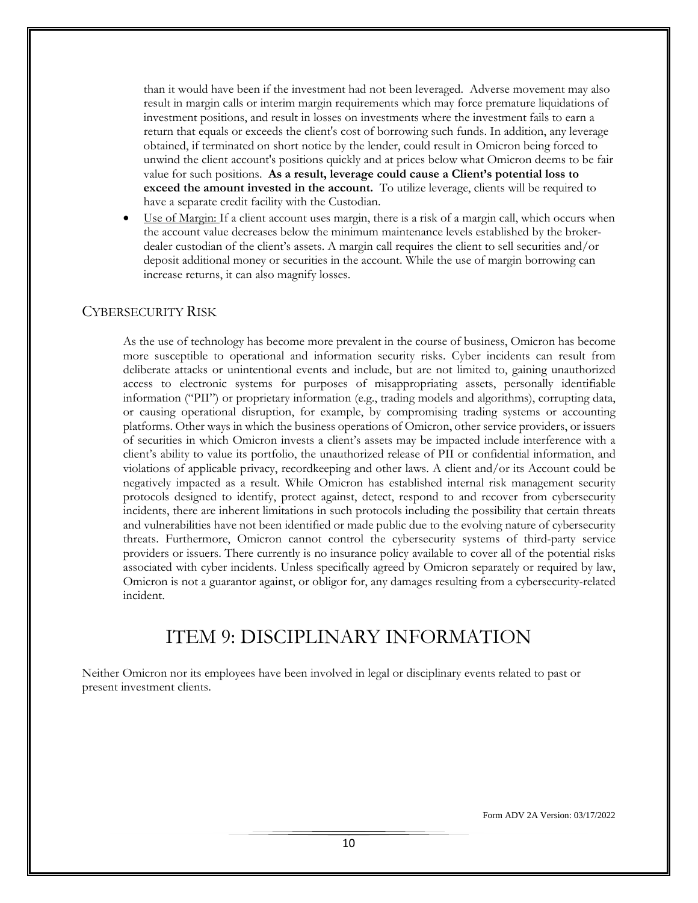than it would have been if the investment had not been leveraged. Adverse movement may also result in margin calls or interim margin requirements which may force premature liquidations of investment positions, and result in losses on investments where the investment fails to earn a return that equals or exceeds the client's cost of borrowing such funds. In addition, any leverage obtained, if terminated on short notice by the lender, could result in Omicron being forced to unwind the client account's positions quickly and at prices below what Omicron deems to be fair value for such positions. **As a result, leverage could cause a Client's potential loss to exceed the amount invested in the account.** To utilize leverage, clients will be required to have a separate credit facility with the Custodian.

- Use of Margin: If a client account uses margin, there is a risk of a margin call, which occurs when the account value decreases below the minimum maintenance levels established by the broker-dealer custodian of the client's assets. A margin call requires the client to sell securities and/or deposit additional money or securities in the account. While the use of margin borrowing can increase returns, it can also magnify losses.

### CYBERSECURITY RISK

As the use of technology has become more prevalent in the course of business, Omicron has become more susceptible to operational and information security risks. Cyber incidents can result from deliberate attacks or unintentional events and include, but are not limited to, gaining unauthorized access to electronic systems for purposes of misappropriating assets, personally identifiable information ("PII") or proprietary information (e.g., trading models and algorithms), corrupting data, or causing operational disruption, for example, by compromising trading systems or accounting platforms. Other ways in which the business operations of Omicron, other service providers, or issuers of securities in which Omicron invests a client's assets may be impacted include interference with a client's ability to value its portfolio, the unauthorized release of PII or confidential information, and violations of applicable privacy, recordkeeping and other laws. A client and/or its Account could be negatively impacted as a result. While Omicron has established internal risk management security protocols designed to identify, protect against, detect, respond to and recover from cybersecurity incidents, there are inherent limitations in such protocols including the possibility that certain threats and vulnerabilities have not been identified or made public due to the evolving nature of cybersecurity threats. Furthermore, Omicron cannot control the cybersecurity systems of third-party service providers or issuers. There currently is no insurance policy available to cover all of the potential risks associated with cyber incidents. Unless specifically agreed by Omicron separately or required by law, Omicron is not a guarantor against, or obligor for, any damages resulting from a cybersecurity-related incident.

## ITEM 9: DISCIPLINARY INFORMATION

Neither Omicron nor its employees have been involved in legal or disciplinary events related to past or present investment clients.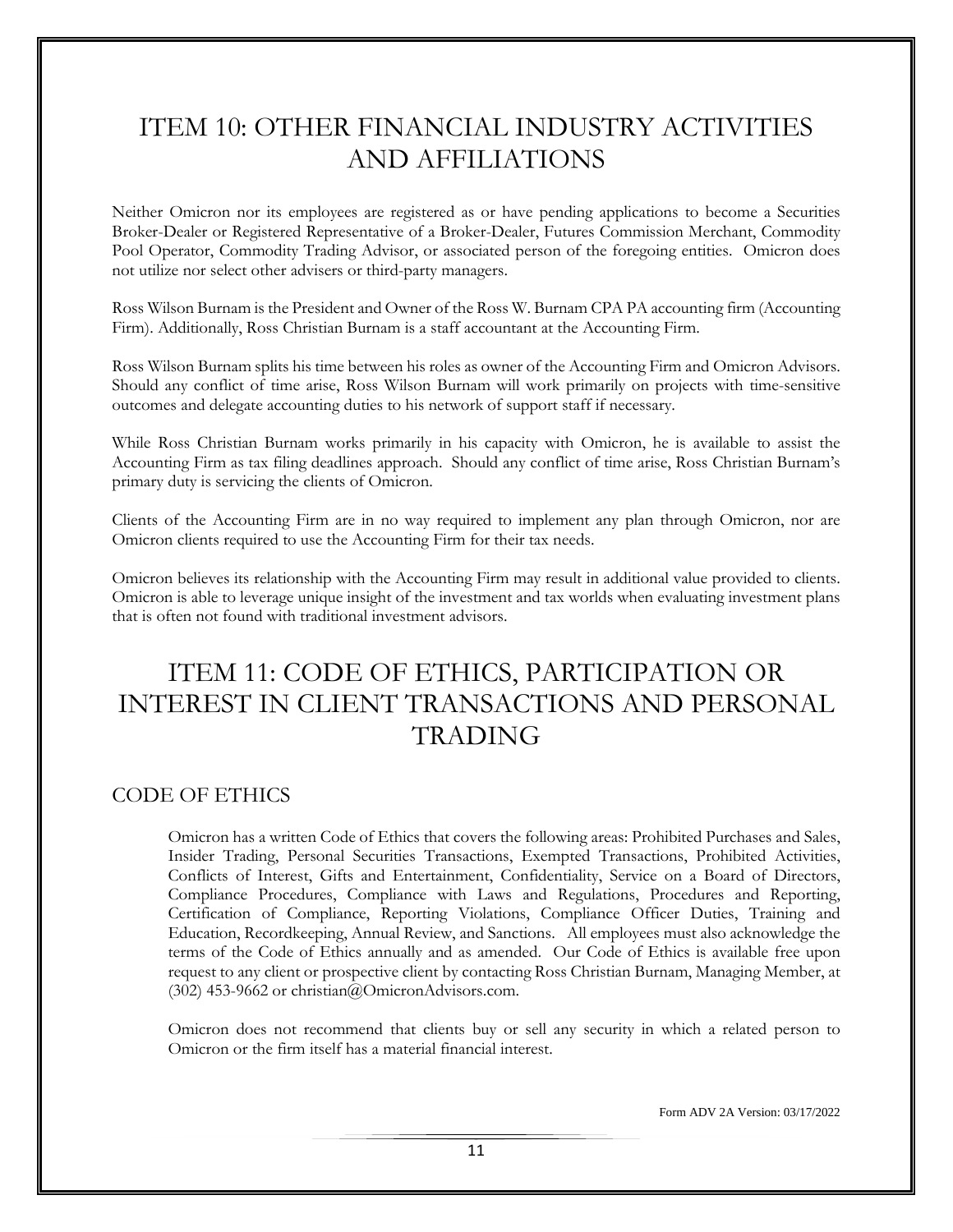# ITEM 10: OTHER FINANCIAL INDUSTRY ACTIVITIES AND AFFILIATIONS

Neither Omicron nor its employees are registered as or have pending applications to become a Securities Broker-Dealer or Registered Representative of a Broker-Dealer, Futures Commission Merchant, Commodity Pool Operator, Commodity Trading Advisor, or associated person of the foregoing entities. Omicron does not utilize nor select other advisers or third-party managers.

Ross Wilson Burnam is the President and Owner of the Ross W. Burnam CPA PA accounting firm (Accounting Firm). Additionally, Ross Christian Burnam is a staff accountant at the Accounting Firm.

Ross Wilson Burnam splits his time between his roles as owner of the Accounting Firm and Omicron Advisors. Should any conflict of time arise, Ross Wilson Burnam will work primarily on projects with time-sensitive outcomes and delegate accounting duties to his network of support staff if necessary.

While Ross Christian Burnam works primarily in his capacity with Omicron, he is available to assist the Accounting Firm as tax filing deadlines approach. Should any conflict of time arise, Ross Christian Burnam's primary duty is servicing the clients of Omicron.

Clients of the Accounting Firm are in no way required to implement any plan through Omicron, nor are Omicron clients required to use the Accounting Firm for their tax needs.

Omicron believes its relationship with the Accounting Firm may result in additional value provided to clients. Omicron is able to leverage unique insight of the investment and tax worlds when evaluating investment plans that is often not found with traditional investment advisors.

# ITEM 11: CODE OF ETHICS, PARTICIPATION OR INTEREST IN CLIENT TRANSACTIONS AND PERSONAL TRADING

## CODE OF ETHICS

Omicron has a written Code of Ethics that covers the following areas: Prohibited Purchases and Sales, Insider Trading, Personal Securities Transactions, Exempted Transactions, Prohibited Activities, Conflicts of Interest, Gifts and Entertainment, Confidentiality, Service on a Board of Directors, Compliance Procedures, Compliance with Laws and Regulations, Procedures and Reporting, Certification of Compliance, Reporting Violations, Compliance Officer Duties, Training and Education, Recordkeeping, Annual Review, and Sanctions. All employees must also acknowledge the terms of the Code of Ethics annually and as amended. Our Code of Ethics is available free upon request to any client or prospective client by contacting Ross Christian Burnam, Managing Member, at (302) 453-9662 or christian@OmicronAdvisors.com.

Omicron does not recommend that clients buy or sell any security in which a related person to Omicron or the firm itself has a material financial interest.

Form ADV 2A Version: 03/17/2022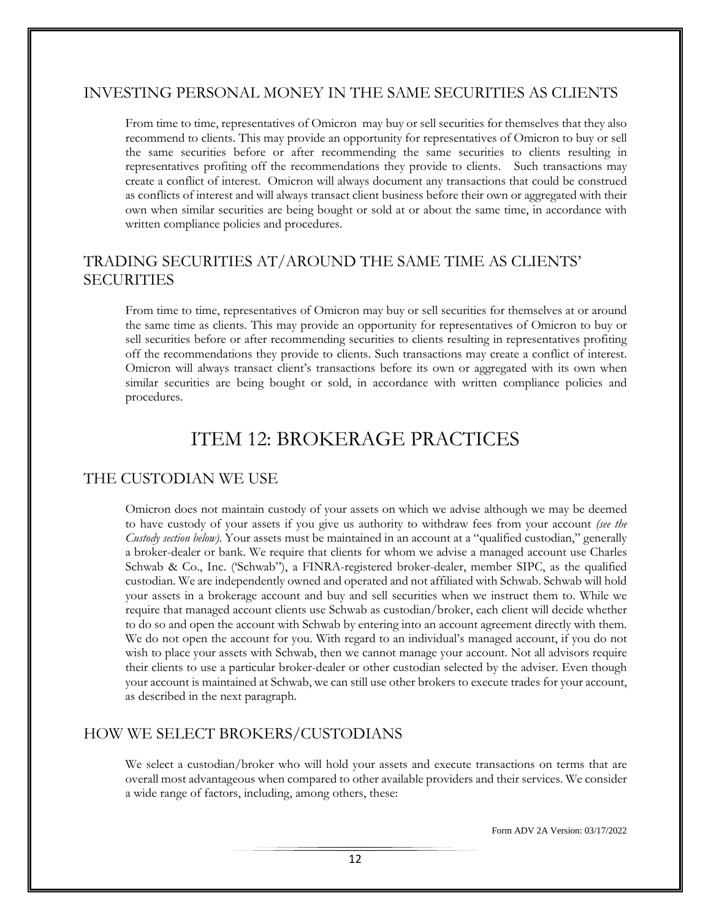## INVESTING PERSONAL MONEY IN THE SAME SECURITIES AS CLIENTS

From time to time, representatives of Omicron may buy or sell securities for themselves that they also recommend to clients. This may provide an opportunity for representatives of Omicron to buy or sell the same securities before or after recommending the same securities to clients resulting in representatives profiting off the recommendations they provide to clients. Such transactions may create a conflict of interest. Omicron will always document any transactions that could be construed as conflicts of interest and will always transact client business before their own or aggregated with their own when similar securities are being bought or sold at or about the same time, in accordance with written compliance policies and procedures.

## TRADING SECURITIES AT/AROUND THE SAME TIME AS CLIENTS' SECURITIES

From time to time, representatives of Omicron may buy or sell securities for themselves at or around the same time as clients. This may provide an opportunity for representatives of Omicron to buy or sell securities before or after recommending securities to clients resulting in representatives profiting off the recommendations they provide to clients. Such transactions may create a conflict of interest. Omicron will always transact client's transactions before its own or aggregated with its own when similar securities are being bought or sold, in accordance with written compliance policies and procedures.

# ITEM 12: BROKERAGE PRACTICES

## THE CUSTODIAN WE USE

Omicron does not maintain custody of your assets on which we advise although we may be deemed to have custody of your assets if you give us authority to withdraw fees from your account *(see the Custody section below)*. Your assets must be maintained in an account at a "qualified custodian," generally a broker-dealer or bank. We require that clients for whom we advise a managed account use Charles Schwab & Co., Inc. ('Schwab"), a FINRA-registered broker-dealer, member SIPC, as the qualified custodian. We are independently owned and operated and not affiliated with Schwab. Schwab will hold your assets in a brokerage account and buy and sell securities when we instruct them to. While we require that managed account clients use Schwab as custodian/broker, each client will decide whether to do so and open the account with Schwab by entering into an account agreement directly with them. We do not open the account for you. With regard to an individual's managed account, if you do not wish to place your assets with Schwab, then we cannot manage your account. Not all advisors require their clients to use a particular broker-dealer or other custodian selected by the adviser. Even though your account is maintained at Schwab, we can still use other brokers to execute trades for your account, as described in the next paragraph.

## HOW WE SELECT BROKERS/CUSTODIANS

We select a custodian/broker who will hold your assets and execute transactions on terms that are overall most advantageous when compared to other available providers and their services. We consider a wide range of factors, including, among others, these:

Form ADV 2A Version: 03/17/2022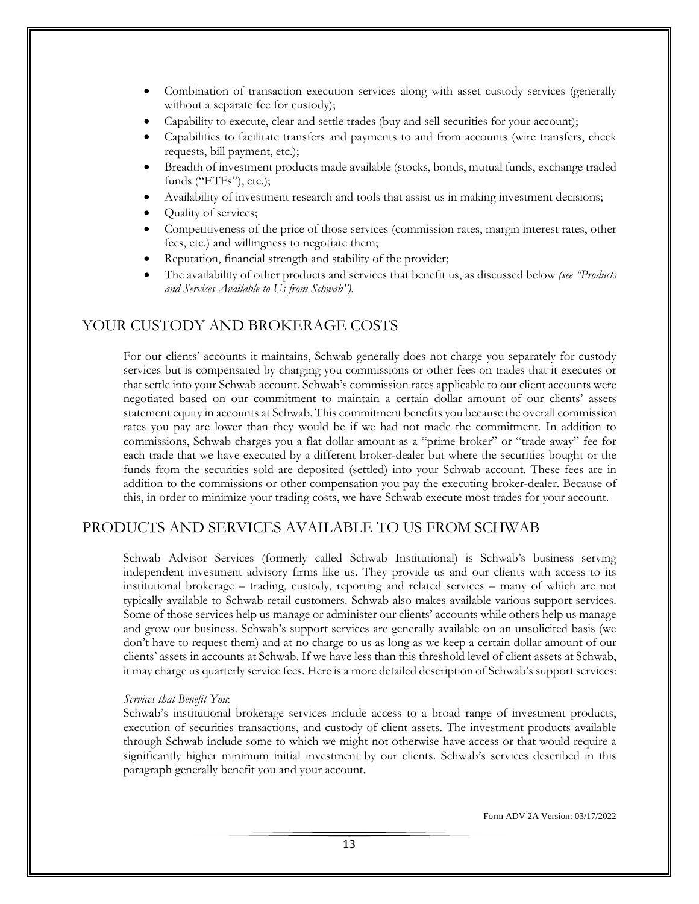- Combination of transaction execution services along with asset custody services (generally without a separate fee for custody);
- Capability to execute, clear and settle trades (buy and sell securities for your account);
- Capabilities to facilitate transfers and payments to and from accounts (wire transfers, check requests, bill payment, etc.);
- Breadth of investment products made available (stocks, bonds, mutual funds, exchange traded funds ("ETFs"), etc.);
- Availability of investment research and tools that assist us in making investment decisions;
- Quality of services;
- Competitiveness of the price of those services (commission rates, margin interest rates, other fees, etc.) and willingness to negotiate them;
- Reputation, financial strength and stability of the provider;
- The availability of other products and services that benefit us, as discussed below *(see "Products and Services Available to Us from Schwab").*

## YOUR CUSTODY AND BROKERAGE COSTS

For our clients' accounts it maintains, Schwab generally does not charge you separately for custody services but is compensated by charging you commissions or other fees on trades that it executes or that settle into your Schwab account. Schwab's commission rates applicable to our client accounts were negotiated based on our commitment to maintain a certain dollar amount of our clients' assets statement equity in accounts at Schwab. This commitment benefits you because the overall commission rates you pay are lower than they would be if we had not made the commitment. In addition to commissions, Schwab charges you a flat dollar amount as a "prime broker" or "trade away" fee for each trade that we have executed by a different broker-dealer but where the securities bought or the funds from the securities sold are deposited (settled) into your Schwab account. These fees are in addition to the commissions or other compensation you pay the executing broker-dealer. Because of this, in order to minimize your trading costs, we have Schwab execute most trades for your account.

## PRODUCTS AND SERVICES AVAILABLE TO US FROM SCHWAB

Schwab Advisor Services (formerly called Schwab Institutional) is Schwab's business serving independent investment advisory firms like us. They provide us and our clients with access to its institutional brokerage – trading, custody, reporting and related services – many of which are not typically available to Schwab retail customers. Schwab also makes available various support services. Some of those services help us manage or administer our clients' accounts while others help us manage and grow our business. Schwab's support services are generally available on an unsolicited basis (we don't have to request them) and at no charge to us as long as we keep a certain dollar amount of our clients' assets in accounts at Schwab. If we have less than this threshold level of client assets at Schwab, it may charge us quarterly service fees. Here is a more detailed description of Schwab's support services:

*Services that Benefit You*:
Schwab's institutional brokerage services include access to a broad range of investment products, execution of securities transactions, and custody of client assets. The investment products available through Schwab include some to which we might not otherwise have access or that would require a significantly higher minimum initial investment by our clients. Schwab's services described in this paragraph generally benefit you and your account.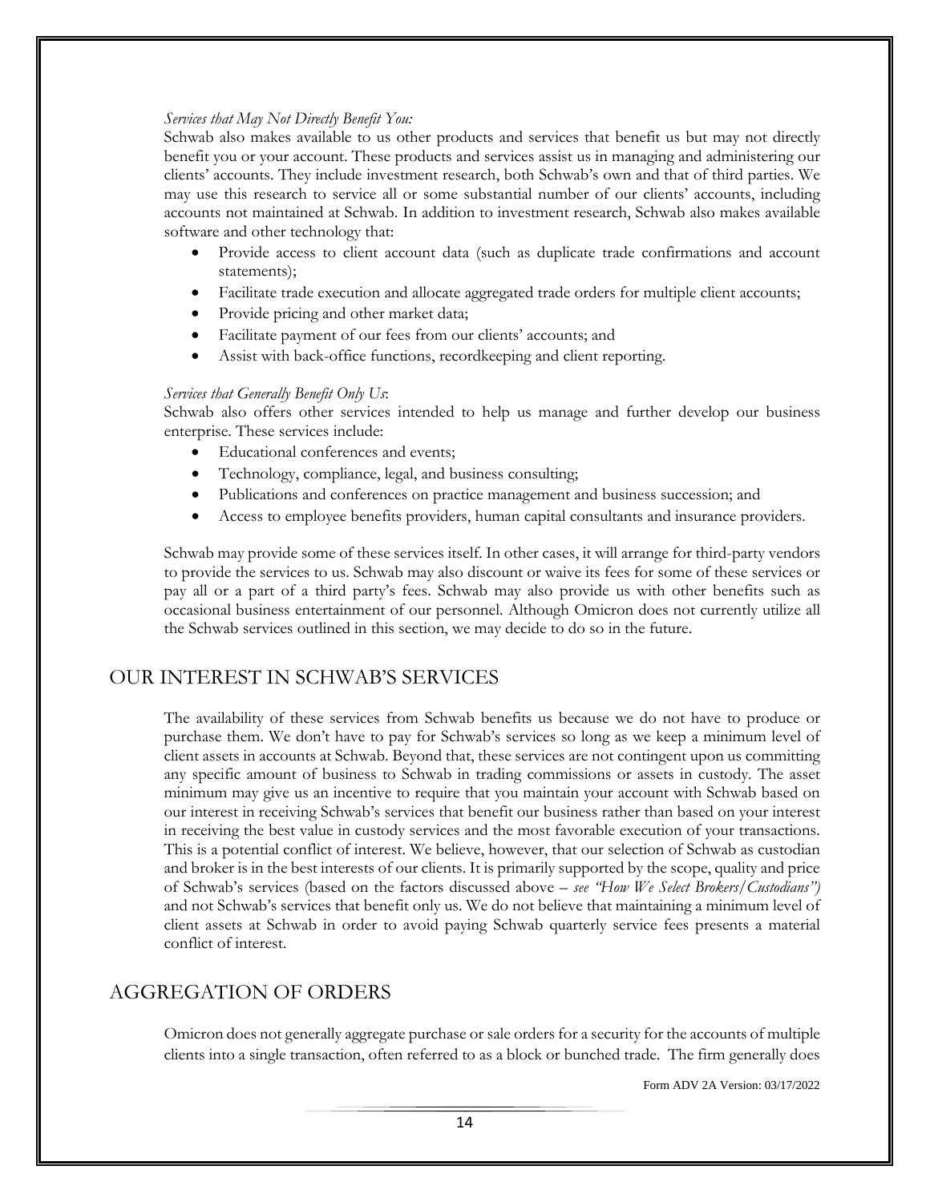*Services that May Not Directly Benefit You:*
Schwab also makes available to us other products and services that benefit us but may not directly benefit you or your account. These products and services assist us in managing and administering our clients' accounts. They include investment research, both Schwab's own and that of third parties. We may use this research to service all or some substantial number of our clients' accounts, including accounts not maintained at Schwab. In addition to investment research, Schwab also makes available software and other technology that:

- Provide access to client account data (such as duplicate trade confirmations and account statements);
- Facilitate trade execution and allocate aggregated trade orders for multiple client accounts;
- Provide pricing and other market data;
- Facilitate payment of our fees from our clients' accounts; and
- Assist with back-office functions, recordkeeping and client reporting.

*Services that Generally Benefit Only Us*:
Schwab also offers other services intended to help us manage and further develop our business enterprise. These services include:

- Educational conferences and events;
- Technology, compliance, legal, and business consulting;
- Publications and conferences on practice management and business succession; and
- Access to employee benefits providers, human capital consultants and insurance providers.

Schwab may provide some of these services itself. In other cases, it will arrange for third-party vendors to provide the services to us. Schwab may also discount or waive its fees for some of these services or pay all or a part of a third party's fees. Schwab may also provide us with other benefits such as occasional business entertainment of our personnel. Although Omicron does not currently utilize all the Schwab services outlined in this section, we may decide to do so in the future.

## OUR INTEREST IN SCHWAB'S SERVICES

The availability of these services from Schwab benefits us because we do not have to produce or purchase them. We don't have to pay for Schwab's services so long as we keep a minimum level of client assets in accounts at Schwab. Beyond that, these services are not contingent upon us committing any specific amount of business to Schwab in trading commissions or assets in custody. The asset minimum may give us an incentive to require that you maintain your account with Schwab based on our interest in receiving Schwab's services that benefit our business rather than based on your interest in receiving the best value in custody services and the most favorable execution of your transactions. This is a potential conflict of interest. We believe, however, that our selection of Schwab as custodian and broker is in the best interests of our clients. It is primarily supported by the scope, quality and price of Schwab's services (based on the factors discussed above – *see "How We Select Brokers/Custodians")* and not Schwab's services that benefit only us. We do not believe that maintaining a minimum level of client assets at Schwab in order to avoid paying Schwab quarterly service fees presents a material conflict of interest.

## AGGREGATION OF ORDERS

Omicron does not generally aggregate purchase or sale orders for a security for the accounts of multiple clients into a single transaction, often referred to as a block or bunched trade. The firm generally does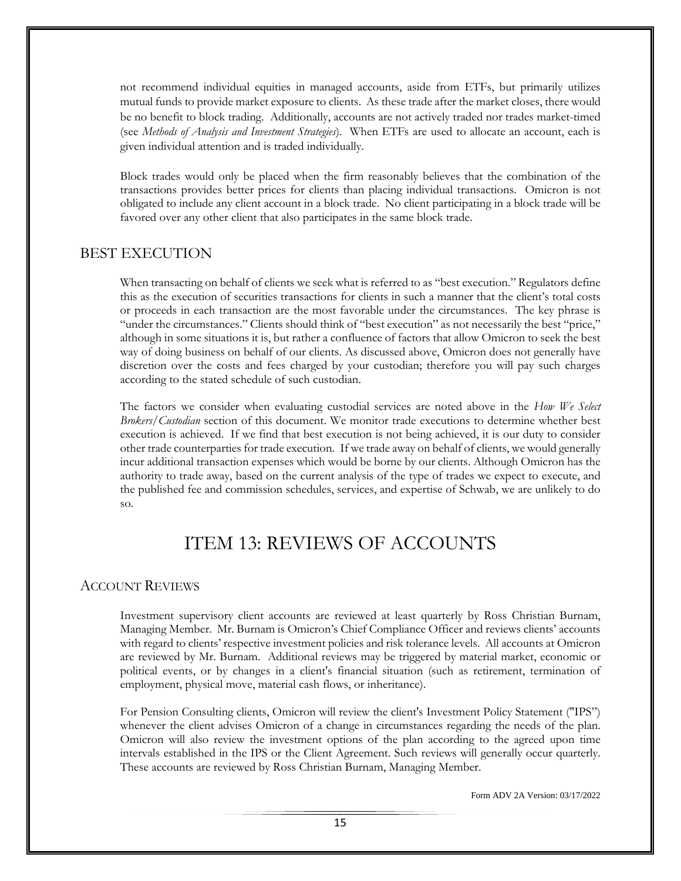not recommend individual equities in managed accounts, aside from ETFs, but primarily utilizes mutual funds to provide market exposure to clients. As these trade after the market closes, there would be no benefit to block trading. Additionally, accounts are not actively traded nor trades market-timed (see *Methods of Analysis and Investment Strategies*). When ETFs are used to allocate an account, each is given individual attention and is traded individually.

Block trades would only be placed when the firm reasonably believes that the combination of the transactions provides better prices for clients than placing individual transactions. Omicron is not obligated to include any client account in a block trade. No client participating in a block trade will be favored over any other client that also participates in the same block trade.

## BEST EXECUTION

When transacting on behalf of clients we seek what is referred to as "best execution." Regulators define this as the execution of securities transactions for clients in such a manner that the client's total costs or proceeds in each transaction are the most favorable under the circumstances. The key phrase is "under the circumstances." Clients should think of "best execution" as not necessarily the best "price," although in some situations it is, but rather a confluence of factors that allow Omicron to seek the best way of doing business on behalf of our clients. As discussed above, Omicron does not generally have discretion over the costs and fees charged by your custodian; therefore you will pay such charges according to the stated schedule of such custodian.

The factors we consider when evaluating custodial services are noted above in the *How We Select Brokers/Custodian* section of this document. We monitor trade executions to determine whether best execution is achieved. If we find that best execution is not being achieved, it is our duty to consider other trade counterparties for trade execution. If we trade away on behalf of clients, we would generally incur additional transaction expenses which would be borne by our clients. Although Omicron has the authority to trade away, based on the current analysis of the type of trades we expect to execute, and the published fee and commission schedules, services, and expertise of Schwab, we are unlikely to do so.

# ITEM 13: REVIEWS OF ACCOUNTS

## ACCOUNT REVIEWS

Investment supervisory client accounts are reviewed at least quarterly by Ross Christian Burnam, Managing Member. Mr. Burnam is Omicron's Chief Compliance Officer and reviews clients' accounts with regard to clients' respective investment policies and risk tolerance levels. All accounts at Omicron are reviewed by Mr. Burnam. Additional reviews may be triggered by material market, economic or political events, or by changes in a client's financial situation (such as retirement, termination of employment, physical move, material cash flows, or inheritance).

For Pension Consulting clients, Omicron will review the client's Investment Policy Statement ("IPS") whenever the client advises Omicron of a change in circumstances regarding the needs of the plan. Omicron will also review the investment options of the plan according to the agreed upon time intervals established in the IPS or the Client Agreement. Such reviews will generally occur quarterly. These accounts are reviewed by Ross Christian Burnam, Managing Member.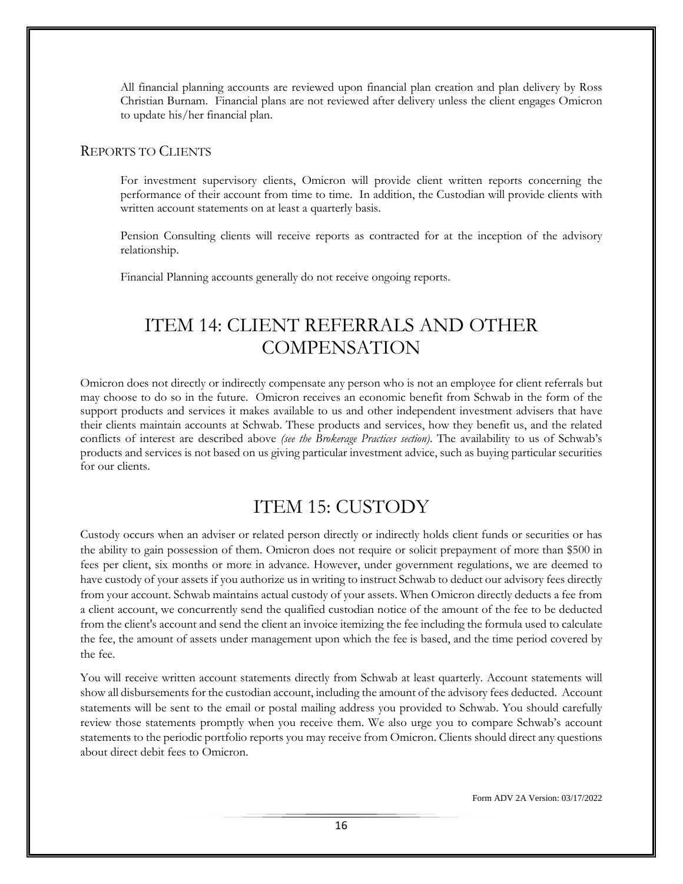All financial planning accounts are reviewed upon financial plan creation and plan delivery by Ross Christian Burnam. Financial plans are not reviewed after delivery unless the client engages Omicron to update his/her financial plan.

### REPORTS TO CLIENTS

For investment supervisory clients, Omicron will provide client written reports concerning the performance of their account from time to time. In addition, the Custodian will provide clients with written account statements on at least a quarterly basis.

Pension Consulting clients will receive reports as contracted for at the inception of the advisory relationship.

Financial Planning accounts generally do not receive ongoing reports.

# ITEM 14: CLIENT REFERRALS AND OTHER COMPENSATION

Omicron does not directly or indirectly compensate any person who is not an employee for client referrals but may choose to do so in the future. Omicron receives an economic benefit from Schwab in the form of the support products and services it makes available to us and other independent investment advisers that have their clients maintain accounts at Schwab. These products and services, how they benefit us, and the related conflicts of interest are described above *(see the Brokerage Practices section)*. The availability to us of Schwab's products and services is not based on us giving particular investment advice, such as buying particular securities for our clients.

# ITEM 15: CUSTODY

Custody occurs when an adviser or related person directly or indirectly holds client funds or securities or has the ability to gain possession of them. Omicron does not require or solicit prepayment of more than $500 in fees per client, six months or more in advance. However, under government regulations, we are deemed to have custody of your assets if you authorize us in writing to instruct Schwab to deduct our advisory fees directly from your account. Schwab maintains actual custody of your assets. When Omicron directly deducts a fee from a client account, we concurrently send the qualified custodian notice of the amount of the fee to be deducted from the client's account and send the client an invoice itemizing the fee including the formula used to calculate the fee, the amount of assets under management upon which the fee is based, and the time period covered by the fee.

You will receive written account statements directly from Schwab at least quarterly. Account statements will show all disbursements for the custodian account, including the amount of the advisory fees deducted. Account statements will be sent to the email or postal mailing address you provided to Schwab. You should carefully review those statements promptly when you receive them. We also urge you to compare Schwab's account statements to the periodic portfolio reports you may receive from Omicron. Clients should direct any questions about direct debit fees to Omicron.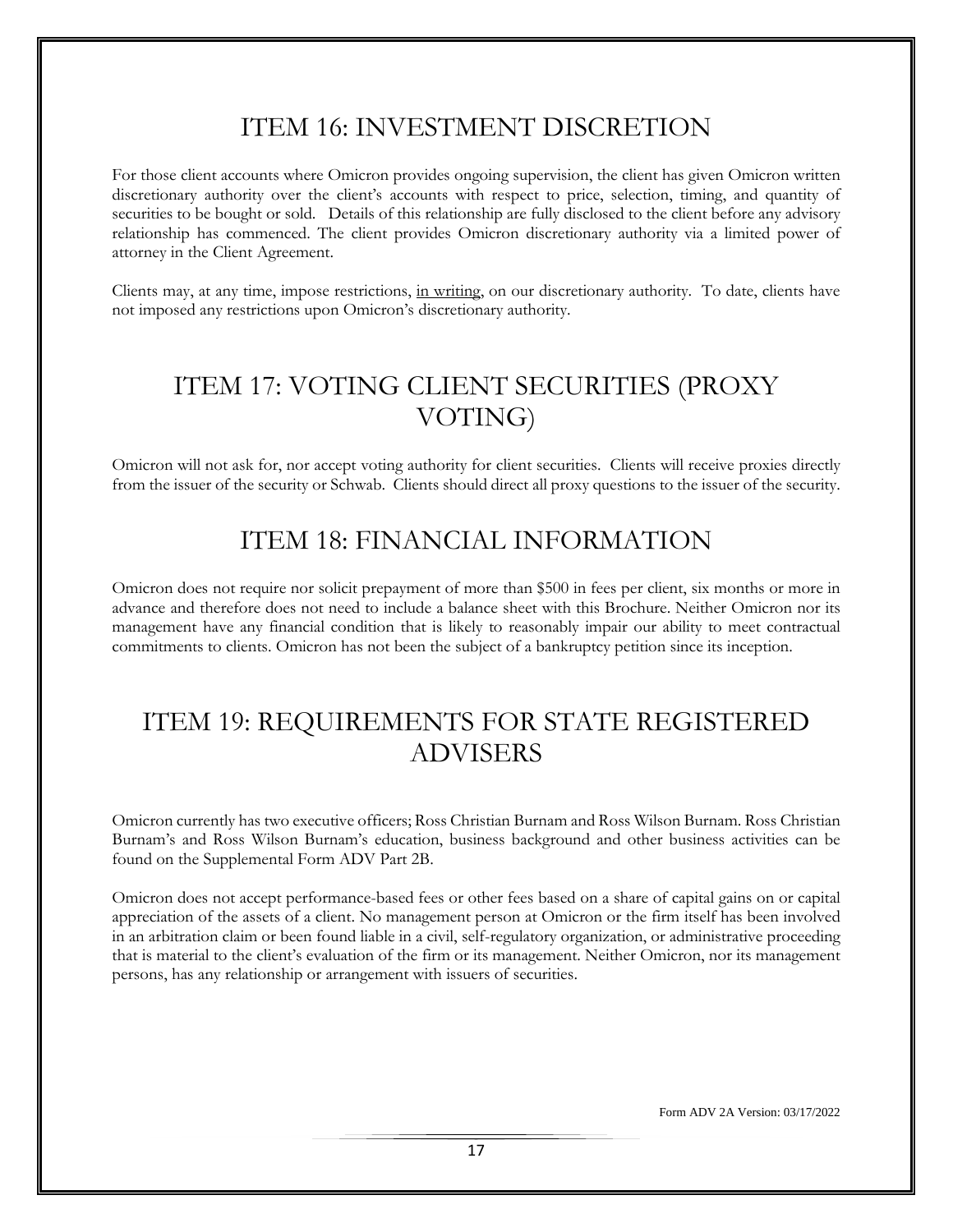# ITEM 16: INVESTMENT DISCRETION

For those client accounts where Omicron provides ongoing supervision, the client has given Omicron written discretionary authority over the client's accounts with respect to price, selection, timing, and quantity of securities to be bought or sold. Details of this relationship are fully disclosed to the client before any advisory relationship has commenced. The client provides Omicron discretionary authority via a limited power of attorney in the Client Agreement.

Clients may, at any time, impose restrictions, in writing, on our discretionary authority. To date, clients have not imposed any restrictions upon Omicron's discretionary authority.

# ITEM 17: VOTING CLIENT SECURITIES (PROXY VOTING)

Omicron will not ask for, nor accept voting authority for client securities. Clients will receive proxies directly from the issuer of the security or Schwab. Clients should direct all proxy questions to the issuer of the security.

# ITEM 18: FINANCIAL INFORMATION

Omicron does not require nor solicit prepayment of more than $500 in fees per client, six months or more in advance and therefore does not need to include a balance sheet with this Brochure. Neither Omicron nor its management have any financial condition that is likely to reasonably impair our ability to meet contractual commitments to clients. Omicron has not been the subject of a bankruptcy petition since its inception.

# ITEM 19: REQUIREMENTS FOR STATE REGISTERED ADVISERS

Omicron currently has two executive officers; Ross Christian Burnam and Ross Wilson Burnam. Ross Christian Burnam's and Ross Wilson Burnam's education, business background and other business activities can be found on the Supplemental Form ADV Part 2B.

Omicron does not accept performance-based fees or other fees based on a share of capital gains on or capital appreciation of the assets of a client. No management person at Omicron or the firm itself has been involved in an arbitration claim or been found liable in a civil, self-regulatory organization, or administrative proceeding that is material to the client's evaluation of the firm or its management. Neither Omicron, nor its management persons, has any relationship or arrangement with issuers of securities.